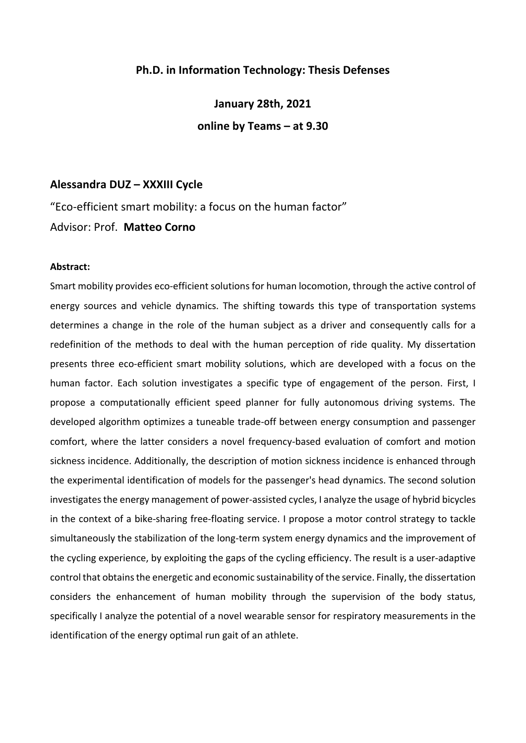## Ph.D. in Information Technology: Thesis Defenses

**January 28th, 2021**

**online by Teams – at 9.30**

### Alessandra DUZ – XXXIII Cycle

"Eco-efficient smart mobility: a focus on the human factor"

Advisor: Prof. **Matteo Corno**

**Abstract:**

Smart mobility provides eco-efficient solutions for human locomotion, through the active control of energy sources and vehicle dynamics. The shifting towards this type of transportation systems determines a change in the role of the human subject as a driver and consequently calls for a redefinition of the methods to deal with the human perception of ride quality. My dissertation presents three eco-efficient smart mobility solutions, which are developed with a focus on the human factor. Each solution investigates a specific type of engagement of the person. First, I propose a computationally efficient speed planner for fully autonomous driving systems. The developed algorithm optimizes a tuneable trade-off between energy consumption and passenger comfort, where the latter considers a novel frequency-based evaluation of comfort and motion sickness incidence. Additionally, the description of motion sickness incidence is enhanced through the experimental identification of models for the passenger's head dynamics. The second solution investigates the energy management of power-assisted cycles, I analyze the usage of hybrid bicycles in the context of a bike-sharing free-floating service. I propose a motor control strategy to tackle simultaneously the stabilization of the long-term system energy dynamics and the improvement of the cycling experience, by exploiting the gaps of the cycling efficiency. The result is a user-adaptive control that obtains the energetic and economic sustainability of the service. Finally, the dissertation considers the enhancement of human mobility through the supervision of the body status, specifically I analyze the potential of a novel wearable sensor for respiratory measurements in the identification of the energy optimal run gait of an athlete.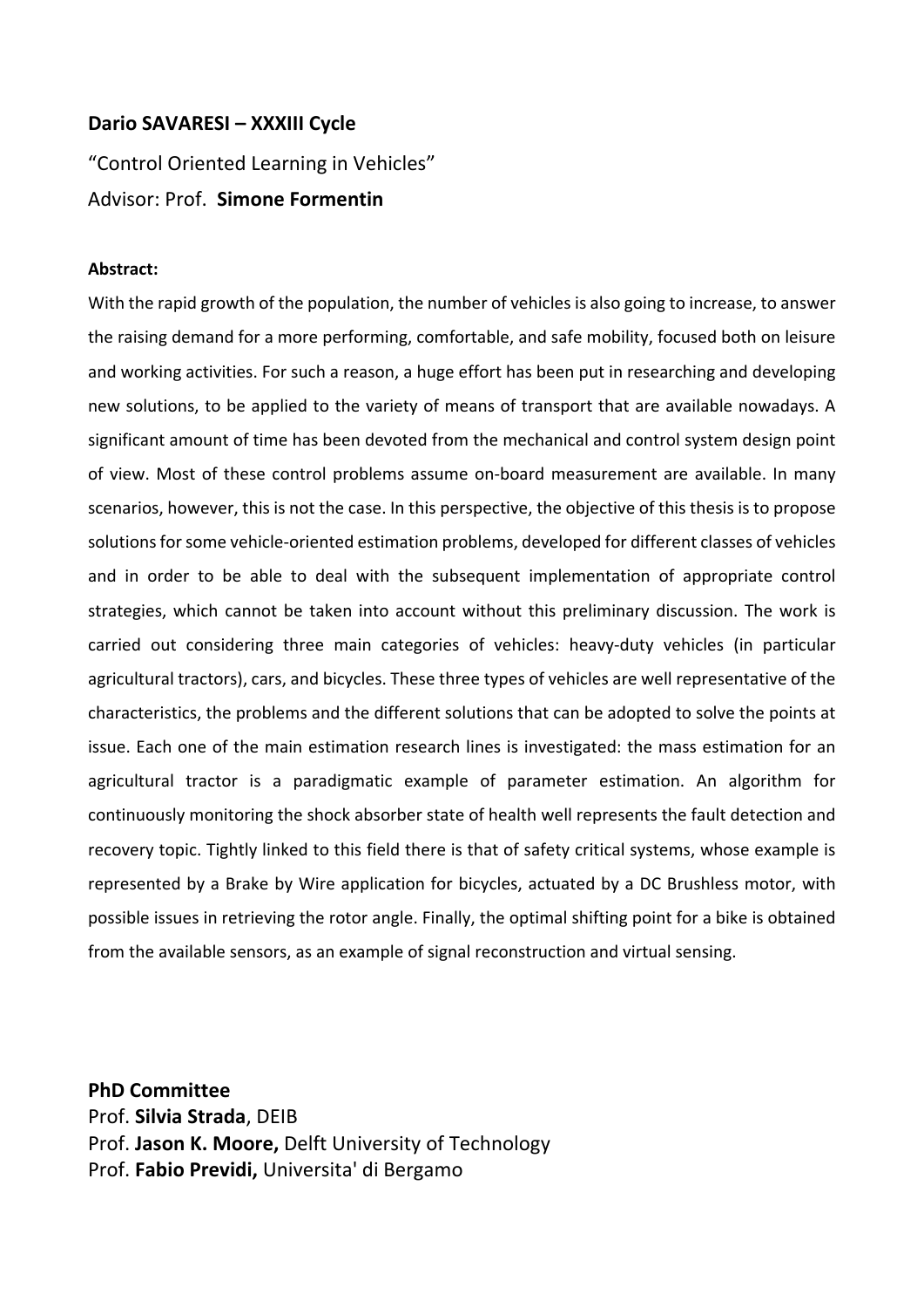**Dario SAVARESI – XXXIII Cycle**

“Control Oriented Learning in Vehicles”

Advisor: Prof. **Simone Formentin**

**Abstract:**

With the rapid growth of the population, the number of vehicles is also going to increase, to answer the raising demand for a more performing, comfortable, and safe mobility, focused both on leisure and working activities. For such a reason, a huge effort has been put in researching and developing new solutions, to be applied to the variety of means of transport that are available nowadays. A significant amount of time has been devoted from the mechanical and control system design point of view. Most of these control problems assume on-board measurement are available. In many scenarios, however, this is not the case. In this perspective, the objective of this thesis is to propose solutions for some vehicle-oriented estimation problems, developed for different classes of vehicles and in order to be able to deal with the subsequent implementation of appropriate control strategies, which cannot be taken into account without this preliminary discussion. The work is carried out considering three main categories of vehicles: heavy-duty vehicles (in particular agricultural tractors), cars, and bicycles. These three types of vehicles are well representative of the characteristics, the problems and the different solutions that can be adopted to solve the points at issue. Each one of the main estimation research lines is investigated: the mass estimation for an agricultural tractor is a paradigmatic example of parameter estimation. An algorithm for continuously monitoring the shock absorber state of health well represents the fault detection and recovery topic. Tightly linked to this field there is that of safety critical systems, whose example is represented by a Brake by Wire application for bicycles, actuated by a DC Brushless motor, with possible issues in retrieving the rotor angle. Finally, the optimal shifting point for a bike is obtained from the available sensors, as an example of signal reconstruction and virtual sensing.

**PhD Committee**

Prof. **Silvia Strada**, DEIB

Prof. **Jason K. Moore,** Delft University of Technology

Prof. **Fabio Previdi,** Universita' di Bergamo